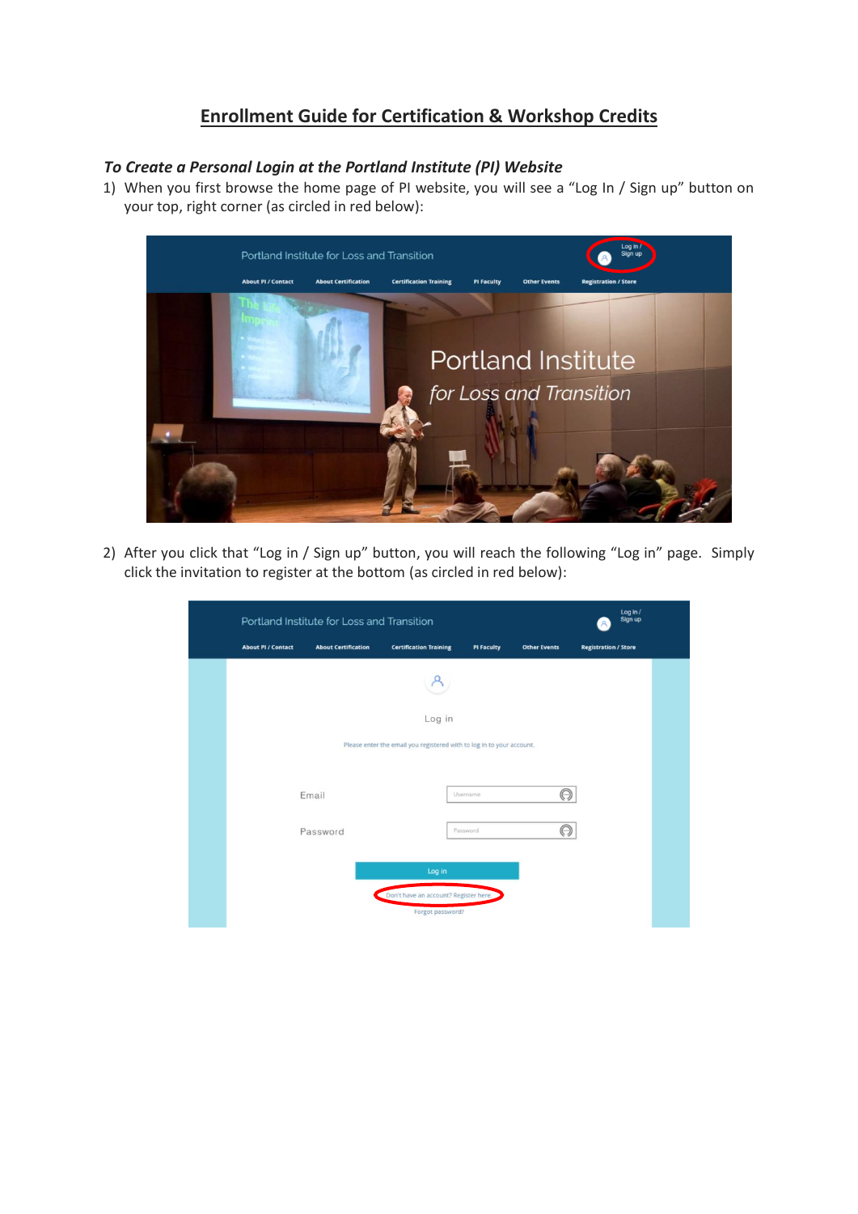# Enrollment Guide for Certification & Workshop Credits

### *To Create a Personal Login at the Portland Institute (PI) Website*

1) When you first browse the home page of PI website, you will see a "Log In / Sign up" button on your top, right corner (as circled in red below):

2) After you click that "Log in / Sign up" button, you will reach the following "Log in" page. Simply click the invitation to register at the bottom (as circled in red below):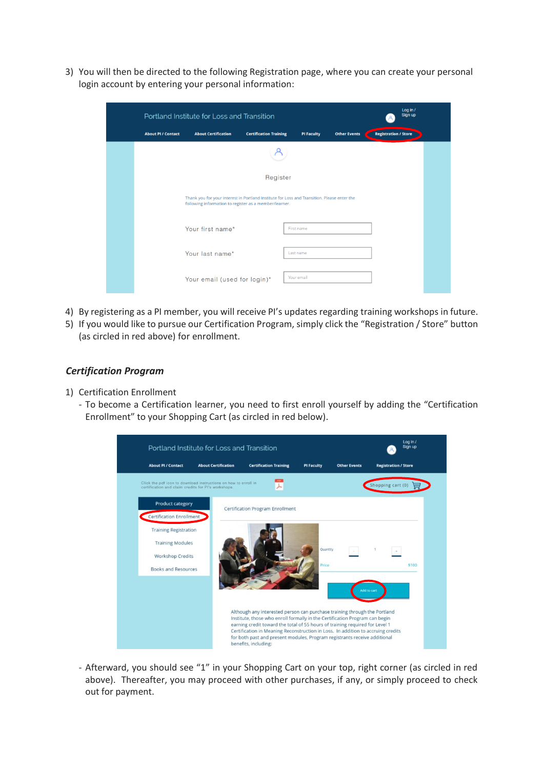3) You will then be directed to the following Registration page, where you can create your personal login account by entering your personal information:

4) By registering as a PI member, you will receive PI's updates regarding training workshops in future.
5) If you would like to pursue our Certification Program, simply click the "Registration / Store" button (as circled in red above) for enrollment.

### *Certification Program*

1) Certification Enrollment
   - To become a Certification learner, you need to first enroll yourself by adding the "Certification Enrollment" to your Shopping Cart (as circled in red below).

   - Afterward, you should see "1" in your Shopping Cart on your top, right corner (as circled in red above). Thereafter, you may proceed with other purchases, if any, or simply proceed to check out for payment.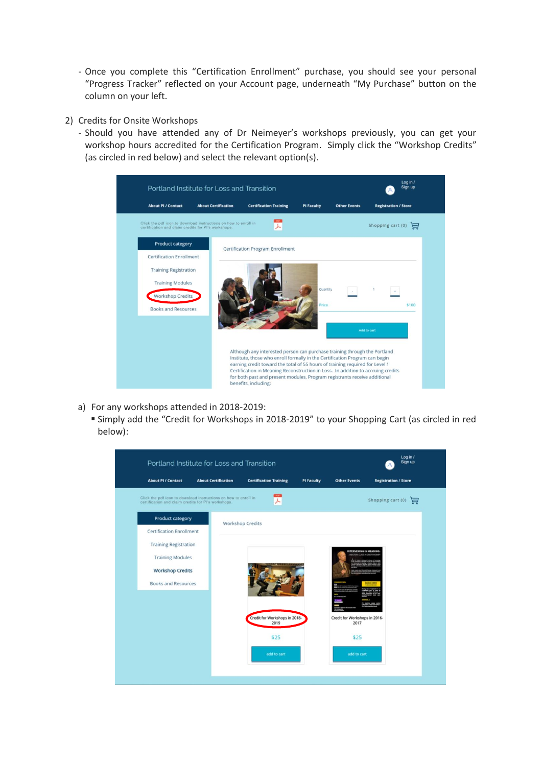- Once you complete this "Certification Enrollment" purchase, you should see your personal "Progress Tracker" reflected on your Account page, underneath "My Purchase" button on the column on your left.

2) Credits for Onsite Workshops
   - Should you have attended any of Dr Neimeyer's workshops previously, you can get your workshop hours accredited for the Certification Program. Simply click the "Workshop Credits" (as circled in red below) and select the relevant option(s).

   a) For any workshops attended in 2018-2019:
      - Simply add the "Credit for Workshops in 2018-2019" to your Shopping Cart (as circled in red below):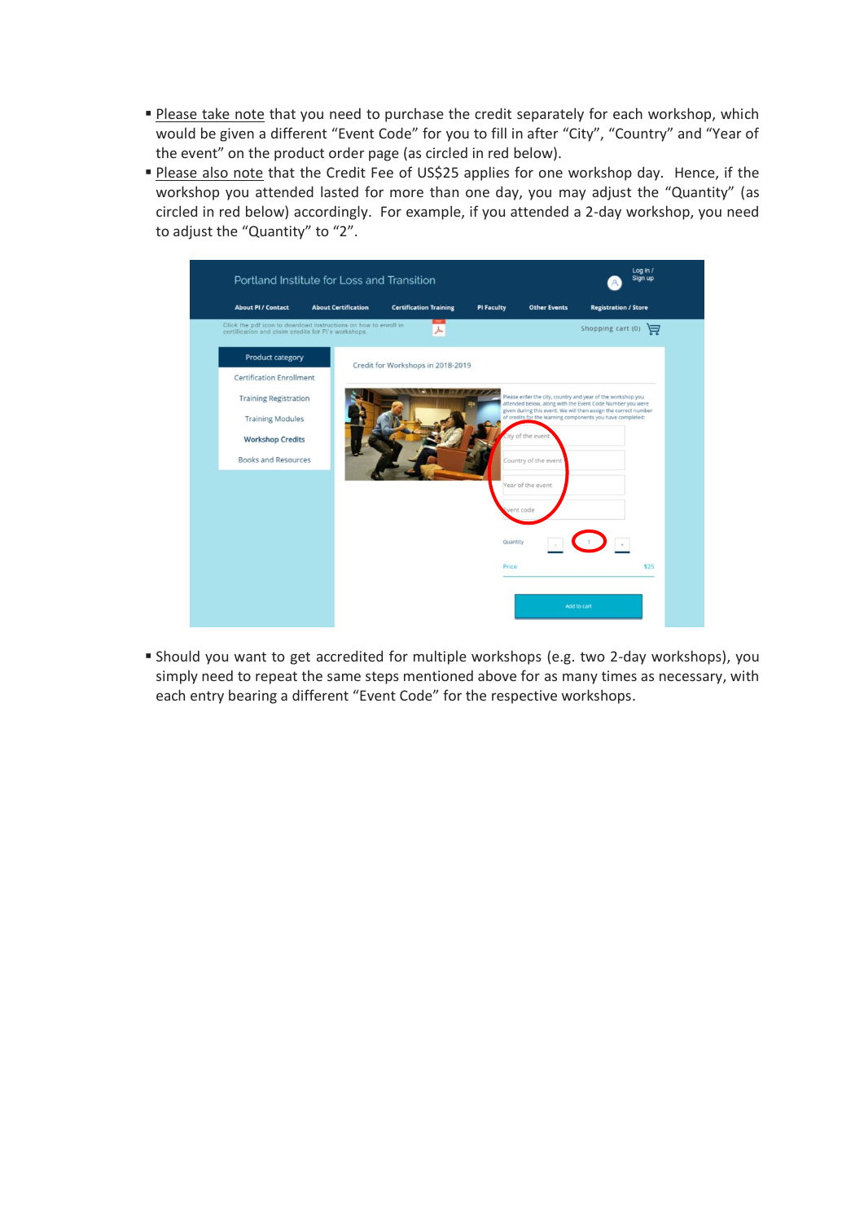- Please take note that you need to purchase the credit separately for each workshop, which would be given a different "Event Code" for you to fill in after "City", "Country" and "Year of the event" on the product order page (as circled in red below).
- Please also note that the Credit Fee of US$25 applies for one workshop day. Hence, if the workshop you attended lasted for more than one day, you may adjust the "Quantity" (as circled in red below) accordingly. For example, if you attended a 2-day workshop, you need to adjust the "Quantity" to "2".

- Should you want to get accredited for multiple workshops (e.g. two 2-day workshops), you simply need to repeat the same steps mentioned above for as many times as necessary, with each entry bearing a different "Event Code" for the respective workshops.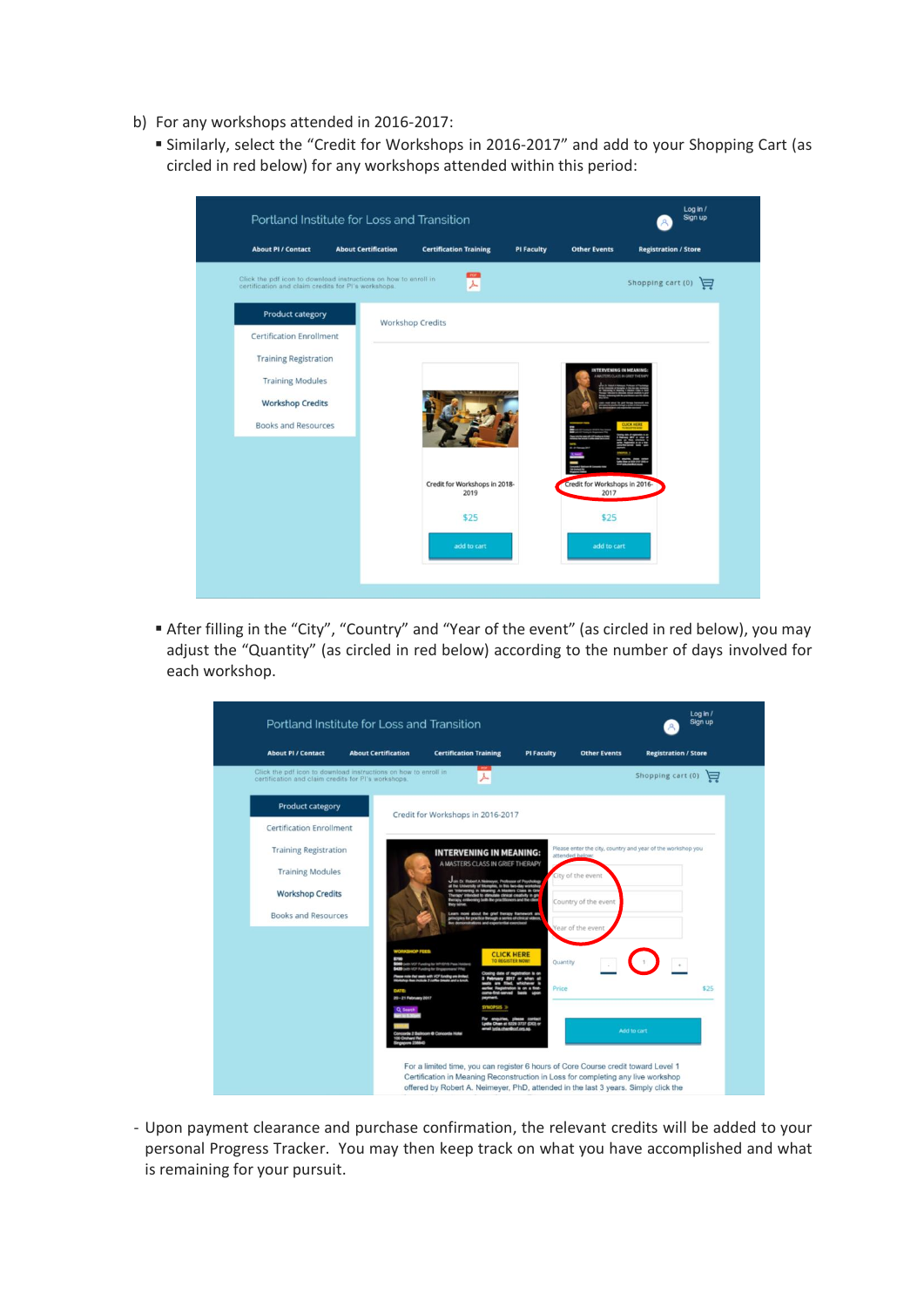b) For any workshops attended in 2016-2017:

- Similarly, select the “Credit for Workshops in 2016-2017” and add to your Shopping Cart (as circled in red below) for any workshops attended within this period:

- After filling in the “City”, “Country” and “Year of the event” (as circled in red below), you may adjust the “Quantity” (as circled in red below) according to the number of days involved for each workshop.

- Upon payment clearance and purchase confirmation, the relevant credits will be added to your personal Progress Tracker. You may then keep track on what you have accomplished and what is remaining for your pursuit.